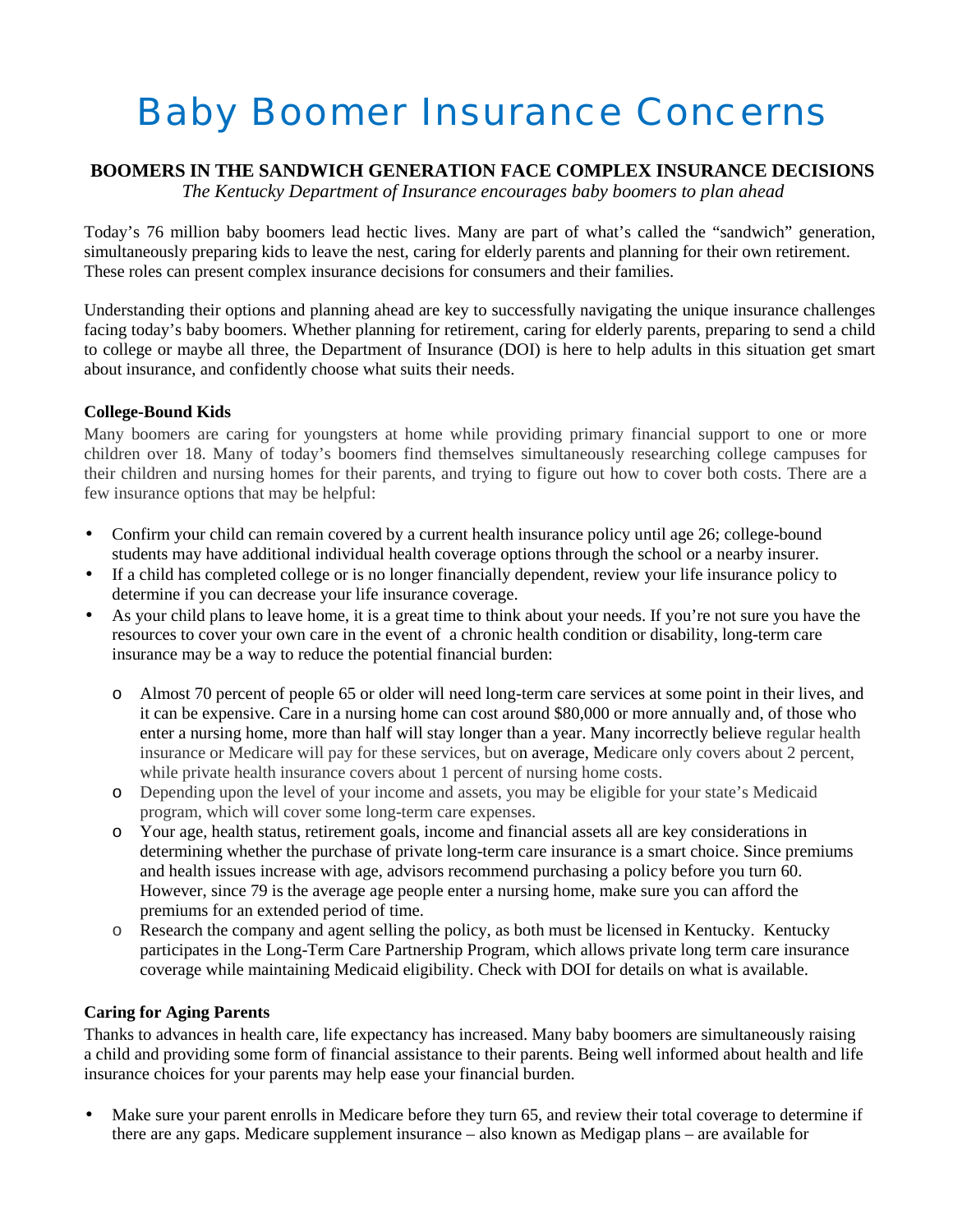# Baby Boomer Insurance Concerns

**BOOMERS IN THE SANDWICH GENERATION FACE COMPLEX INSURANCE DECISIONS**

*The Kentucky Department of Insurance encourages baby boomers to plan ahead*

Today's 76 million baby boomers lead hectic lives. Many are part of what's called the "sandwich" generation, simultaneously preparing kids to leave the nest, caring for elderly parents and planning for their own retirement. These roles can present complex insurance decisions for consumers and their families.

Understanding their options and planning ahead are key to successfully navigating the unique insurance challenges facing today's baby boomers. Whether planning for retirement, caring for elderly parents, preparing to send a child to college or maybe all three, the Department of Insurance (DOI) is here to help adults in this situation get smart about insurance, and confidently choose what suits their needs.

### College-Bound Kids

Many boomers are caring for youngsters at home while providing primary financial support to one or more children over 18. Many of today's boomers find themselves simultaneously researching college campuses for their children and nursing homes for their parents, and trying to figure out how to cover both costs. There are a few insurance options that may be helpful:

- Confirm your child can remain covered by a current health insurance policy until age 26; college-bound students may have additional individual health coverage options through the school or a nearby insurer.
- If a child has completed college or is no longer financially dependent, review your life insurance policy to determine if you can decrease your life insurance coverage.
- As your child plans to leave home, it is a great time to think about your needs. If you're not sure you have the resources to cover your own care in the event of a chronic health condition or disability, long-term care insurance may be a way to reduce the potential financial burden:
  - Almost 70 percent of people 65 or older will need long-term care services at some point in their lives, and it can be expensive. Care in a nursing home can cost around $80,000 or more annually and, of those who enter a nursing home, more than half will stay longer than a year. Many incorrectly believe regular health insurance or Medicare will pay for these services, but on average, Medicare only covers about 2 percent, while private health insurance covers about 1 percent of nursing home costs.
  - Depending upon the level of your income and assets, you may be eligible for your state's Medicaid program, which will cover some long-term care expenses.
  - Your age, health status, retirement goals, income and financial assets all are key considerations in determining whether the purchase of private long-term care insurance is a smart choice. Since premiums and health issues increase with age, advisors recommend purchasing a policy before you turn 60. However, since 79 is the average age people enter a nursing home, make sure you can afford the premiums for an extended period of time.
  - Research the company and agent selling the policy, as both must be licensed in Kentucky. Kentucky participates in the Long-Term Care Partnership Program, which allows private long term care insurance coverage while maintaining Medicaid eligibility. Check with DOI for details on what is available.

### Caring for Aging Parents

Thanks to advances in health care, life expectancy has increased. Many baby boomers are simultaneously raising a child and providing some form of financial assistance to their parents. Being well informed about health and life insurance choices for your parents may help ease your financial burden.

- Make sure your parent enrolls in Medicare before they turn 65, and review their total coverage to determine if there are any gaps. Medicare supplement insurance – also known as Medigap plans – are available for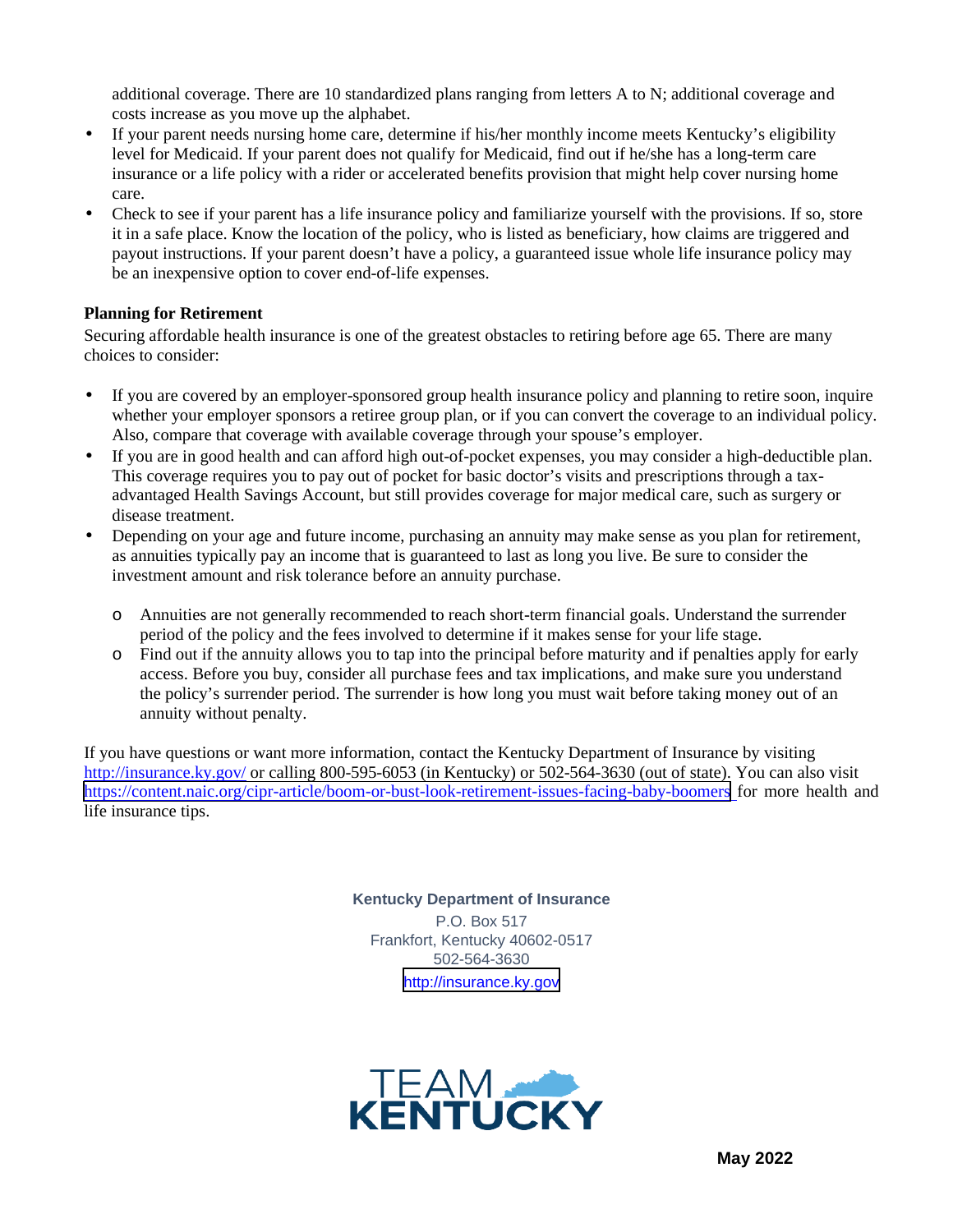additional coverage. There are 10 standardized plans ranging from letters A to N; additional coverage and costs increase as you move up the alphabet.

- If your parent needs nursing home care, determine if his/her monthly income meets Kentucky's eligibility level for Medicaid. If your parent does not qualify for Medicaid, find out if he/she has a long-term care insurance or a life policy with a rider or accelerated benefits provision that might help cover nursing home care.
- Check to see if your parent has a life insurance policy and familiarize yourself with the provisions. If so, store it in a safe place. Know the location of the policy, who is listed as beneficiary, how claims are triggered and payout instructions. If your parent doesn't have a policy, a guaranteed issue whole life insurance policy may be an inexpensive option to cover end-of-life expenses.

**Planning for Retirement**

Securing affordable health insurance is one of the greatest obstacles to retiring before age 65. There are many choices to consider:

- If you are covered by an employer-sponsored group health insurance policy and planning to retire soon, inquire whether your employer sponsors a retiree group plan, or if you can convert the coverage to an individual policy. Also, compare that coverage with available coverage through your spouse's employer.
- If you are in good health and can afford high out-of-pocket expenses, you may consider a high-deductible plan. This coverage requires you to pay out of pocket for basic doctor's visits and prescriptions through a tax-advantaged Health Savings Account, but still provides coverage for major medical care, such as surgery or disease treatment.
- Depending on your age and future income, purchasing an annuity may make sense as you plan for retirement, as annuities typically pay an income that is guaranteed to last as long you live. Be sure to consider the investment amount and risk tolerance before an annuity purchase.
    - Annuities are not generally recommended to reach short-term financial goals. Understand the surrender period of the policy and the fees involved to determine if it makes sense for your life stage.
    - Find out if the annuity allows you to tap into the principal before maturity and if penalties apply for early access. Before you buy, consider all purchase fees and tax implications, and make sure you understand the policy's surrender period. The surrender is how long you must wait before taking money out of an annuity without penalty.

If you have questions or want more information, contact the Kentucky Department of Insurance by visiting http://insurance.ky.gov/ or calling 800-595-6053 (in Kentucky) or 502-564-3630 (out of state). You can also visit https://content.naic.org/cipr-article/boom-or-bust-look-retirement-issues-facing-baby-boomers for more health and life insurance tips.

**Kentucky Department of Insurance**
P.O. Box 517
Frankfort, Kentucky 40602-0517
502-564-3630
http://insurance.ky.gov

TEAM KENTUCKY

**May 2022**